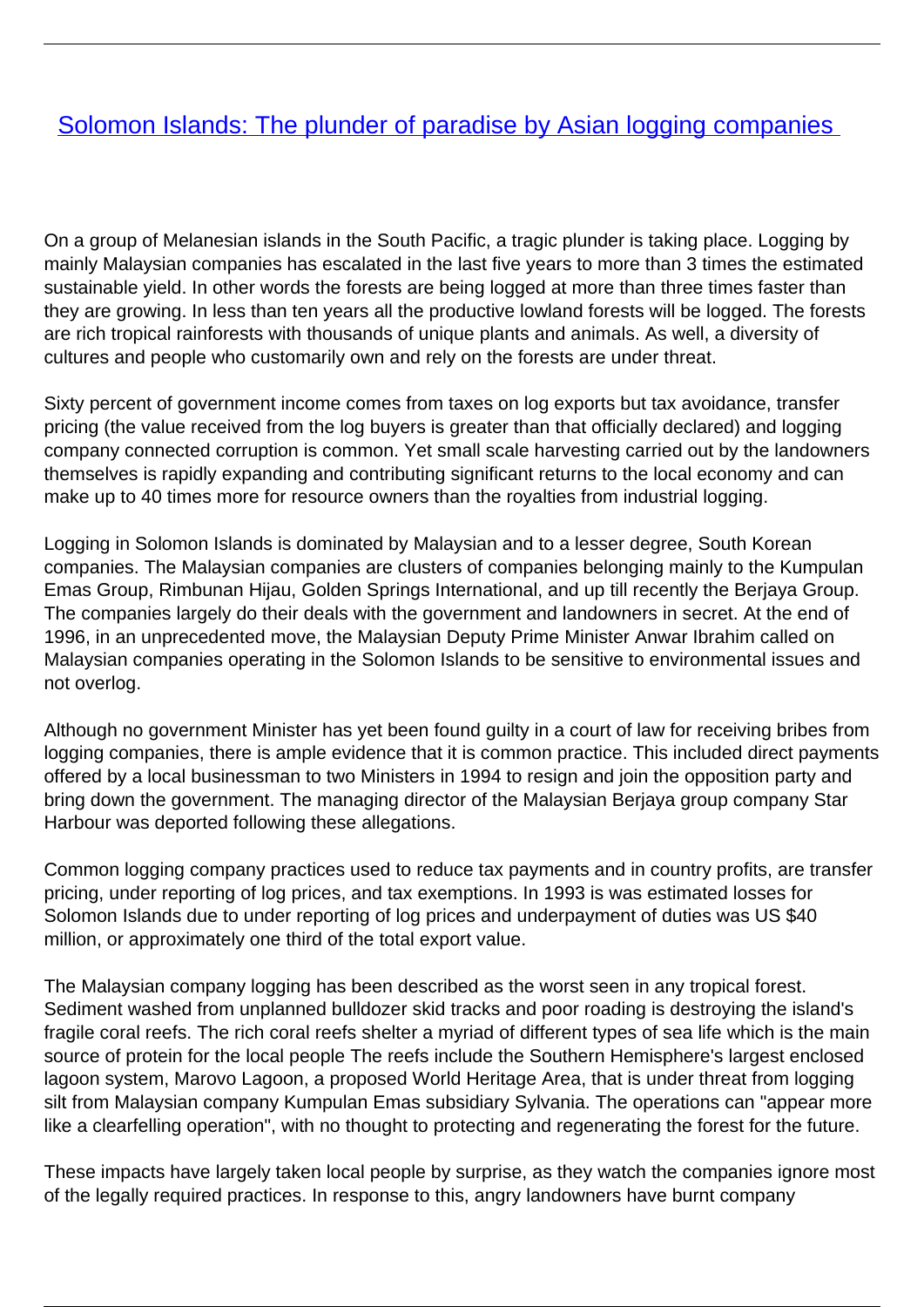# [Solomon Islands: The plunder of paradise by Asian logging companies]()

On a group of Melanesian islands in the South Pacific, a tragic plunder is taking place. Logging by mainly Malaysian companies has escalated in the last five years to more than 3 times the estimated sustainable yield. In other words the forests are being logged at more than three times faster than they are growing. In less than ten years all the productive lowland forests will be logged. The forests are rich tropical rainforests with thousands of unique plants and animals. As well, a diversity of cultures and people who customarily own and rely on the forests are under threat.

Sixty percent of government income comes from taxes on log exports but tax avoidance, transfer pricing (the value received from the log buyers is greater than that officially declared) and logging company connected corruption is common. Yet small scale harvesting carried out by the landowners themselves is rapidly expanding and contributing significant returns to the local economy and can make up to 40 times more for resource owners than the royalties from industrial logging.

Logging in Solomon Islands is dominated by Malaysian and to a lesser degree, South Korean companies. The Malaysian companies are clusters of companies belonging mainly to the Kumpulan Emas Group, Rimbunan Hijau, Golden Springs International, and up till recently the Berjaya Group. The companies largely do their deals with the government and landowners in secret. At the end of 1996, in an unprecedented move, the Malaysian Deputy Prime Minister Anwar Ibrahim called on Malaysian companies operating in the Solomon Islands to be sensitive to environmental issues and not overlog.

Although no government Minister has yet been found guilty in a court of law for receiving bribes from logging companies, there is ample evidence that it is common practice. This included direct payments offered by a local businessman to two Ministers in 1994 to resign and join the opposition party and bring down the government. The managing director of the Malaysian Berjaya group company Star Harbour was deported following these allegations.

Common logging company practices used to reduce tax payments and in country profits, are transfer pricing, under reporting of log prices, and tax exemptions. In 1993 is was estimated losses for Solomon Islands due to under reporting of log prices and underpayment of duties was US $40 million, or approximately one third of the total export value.

The Malaysian company logging has been described as the worst seen in any tropical forest. Sediment washed from unplanned bulldozer skid tracks and poor roading is destroying the island's fragile coral reefs. The rich coral reefs shelter a myriad of different types of sea life which is the main source of protein for the local people The reefs include the Southern Hemisphere's largest enclosed lagoon system, Marovo Lagoon, a proposed World Heritage Area, that is under threat from logging silt from Malaysian company Kumpulan Emas subsidiary Sylvania. The operations can "appear more like a clearfelling operation", with no thought to protecting and regenerating the forest for the future.

These impacts have largely taken local people by surprise, as they watch the companies ignore most of the legally required practices. In response to this, angry landowners have burnt company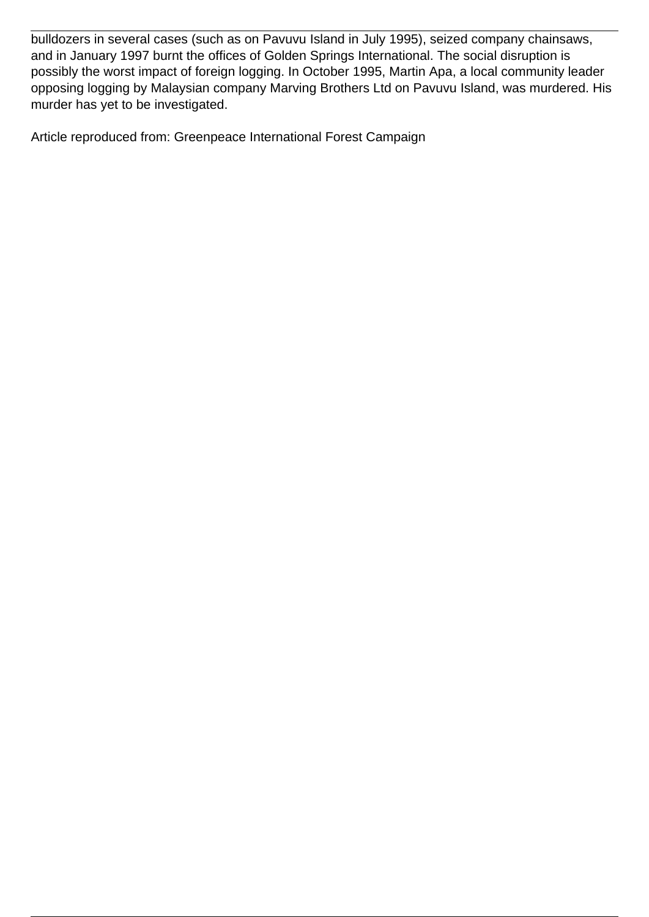bulldozers in several cases (such as on Pavuvu Island in July 1995), seized company chainsaws, and in January 1997 burnt the offices of Golden Springs International. The social disruption is possibly the worst impact of foreign logging. In October 1995, Martin Apa, a local community leader opposing logging by Malaysian company Marving Brothers Ltd on Pavuvu Island, was murdered. His murder has yet to be investigated.

Article reproduced from: Greenpeace International Forest Campaign